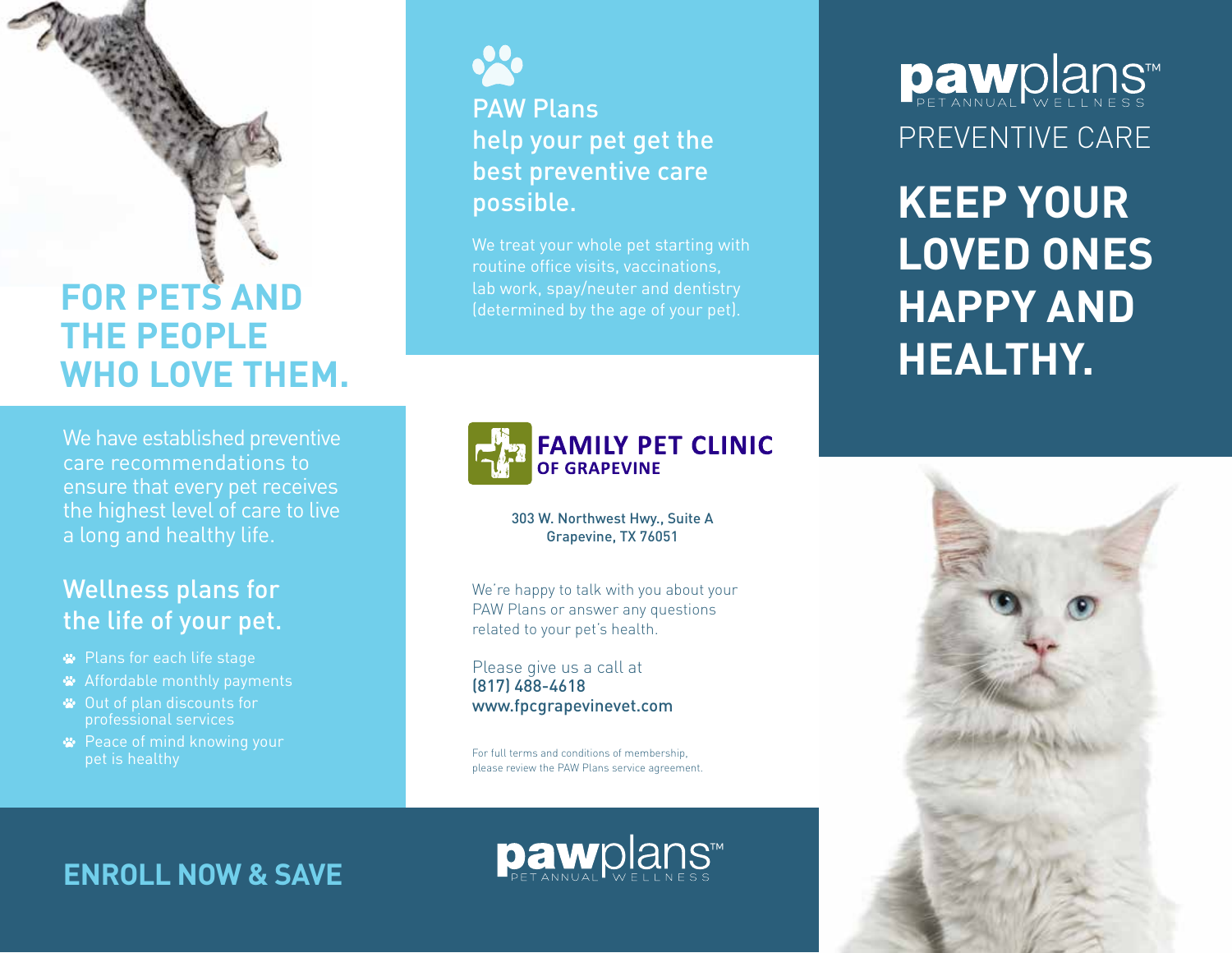# FOR PETS AND THE PEOPLE WHO LOVE THEM.

We have established preventive care recommendations to ensure that every pet receives the highest level of care to live a long and healthy life.

## Wellness plans for the life of your pet.

- Plans for each life stage
- Affordable monthly payments
- Out of plan discounts for professional services
- Peace of mind knowing your pet is healthy

## ENROLL NOW & SAVE

## PAW Plans help your pet get the best preventive care possible.

We treat your whole pet starting with routine office visits, vaccinations, lab work, spay/neuter and dentistry (determined by the age of your pet).

**FAMILY PET CLINIC OF GRAPEVINE**

303 W. Northwest Hwy., Suite A
Grapevine, TX 76051

We're happy to talk with you about your PAW Plans or answer any questions related to your pet's health.

Please give us a call at
(817) 488-4618
www.fpcgrapevinevet.com

For full terms and conditions of membership, please review the PAW Plans service agreement.

pawplans™ PET ANNUAL WELLNESS

pawplans™ PET ANNUAL WELLNESS

PREVENTIVE CARE

# KEEP YOUR LOVED ONES HAPPY AND HEALTHY.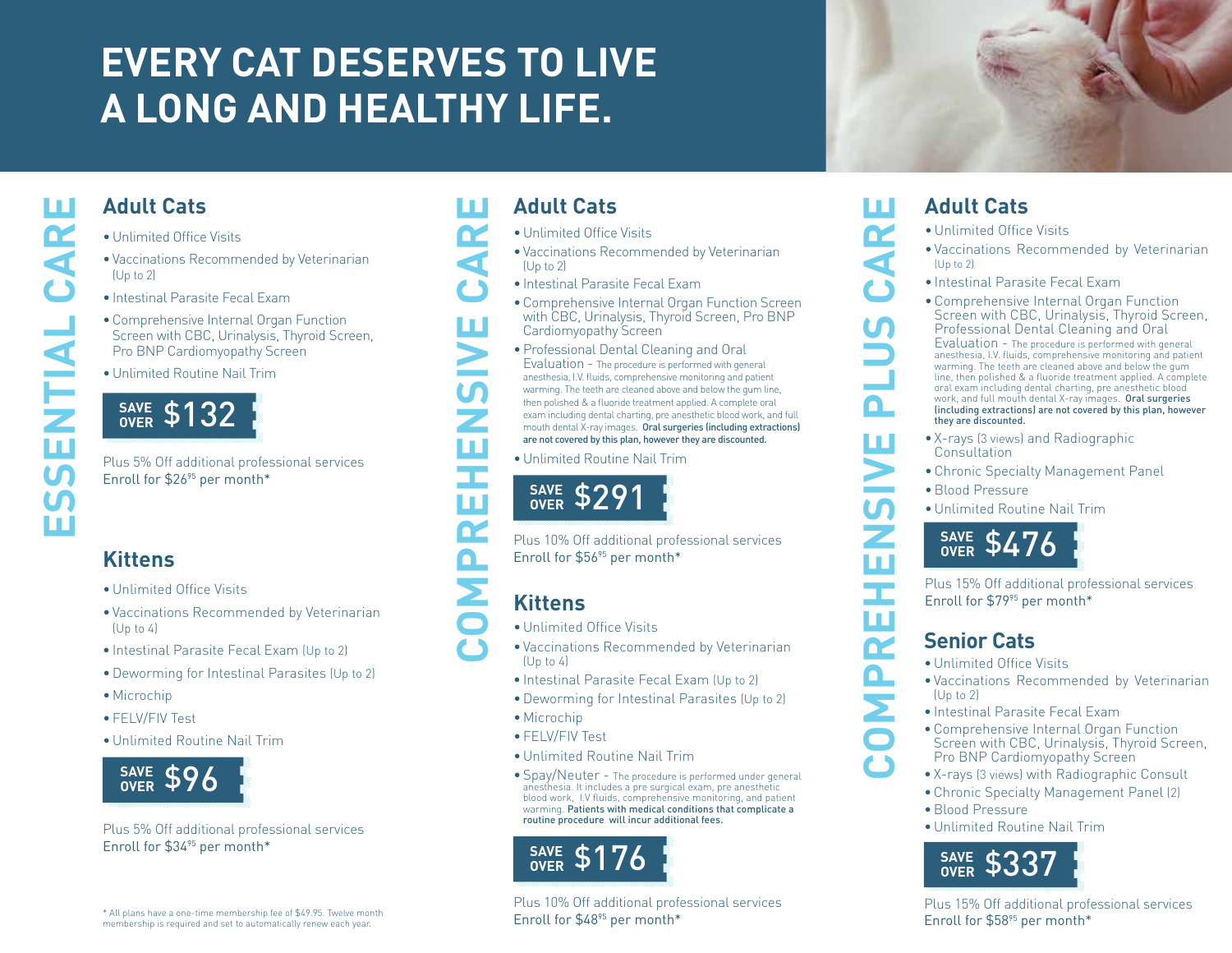# EVERY CAT DESERVES TO LIVE A LONG AND HEALTHY LIFE.

## ESSENTIAL CARE

### Adult Cats

- Unlimited Office Visits
- Vaccinations Recommended by Veterinarian (Up to 2)
- Intestinal Parasite Fecal Exam
- Comprehensive Internal Organ Function Screen with CBC, Urinalysis, Thyroid Screen, Pro BNP Cardiomyopathy Screen
- Unlimited Routine Nail Trim

**SAVE OVER $132**

Plus 5% Off additional professional services
Enroll for $26.95 per month*

### Kittens

- Unlimited Office Visits
- Vaccinations Recommended by Veterinarian (Up to 4)
- Intestinal Parasite Fecal Exam (Up to 2)
- Deworming for Intestinal Parasites (Up to 2)
- Microchip
- FELV/FIV Test
- Unlimited Routine Nail Trim

**SAVE OVER $96**

Plus 5% Off additional professional services
Enroll for $34.95 per month*

\* All plans have a one-time membership fee of $49.95. Twelve month membership is required and set to automatically renew each year.

## COMPREHENSIVE CARE

### Adult Cats

- Unlimited Office Visits
- Vaccinations Recommended by Veterinarian (Up to 2)
- Intestinal Parasite Fecal Exam
- Comprehensive Internal Organ Function Screen with CBC, Urinalysis, Thyroid Screen, Pro BNP Cardiomyopathy Screen
- Professional Dental Cleaning and Oral Evaluation - The procedure is performed with general anesthesia, I.V. fluids, comprehensive monitoring and patient warming. The teeth are cleaned above and below the gum line, then polished & a fluoride treatment applied. A complete oral exam including dental charting, pre anesthetic blood work, and full mouth dental X-ray images. **Oral surgeries (including extractions) are not covered by this plan, however they are discounted.**
- Unlimited Routine Nail Trim

**SAVE OVER $291**

Plus 10% Off additional professional services
Enroll for $56.95 per month*

### Kittens

- Unlimited Office Visits
- Vaccinations Recommended by Veterinarian (Up to 4)
- Intestinal Parasite Fecal Exam (Up to 2)
- Deworming for Intestinal Parasites (Up to 2)
- Microchip
- FELV/FIV Test
- Unlimited Routine Nail Trim
- Spay/Neuter - The procedure is performed under general anesthesia. It includes a pre surgical exam, pre anesthetic blood work, I.V fluids, comprehensive monitoring, and patient warming. **Patients with medical conditions that complicate a routine procedure will incur additional fees.**

**SAVE OVER $176**

Plus 10% Off additional professional services
Enroll for $48.95 per month*

## COMPREHENSIVE PLUS CARE

### Adult Cats

- Unlimited Office Visits
- Vaccinations Recommended by Veterinarian (Up to 2)
- Intestinal Parasite Fecal Exam
- Comprehensive Internal Organ Function Screen with CBC, Urinalysis, Thyroid Screen, Professional Dental Cleaning and Oral Evaluation - The procedure is performed with general anesthesia, I.V. fluids, comprehensive monitoring and patient warming. The teeth are cleaned above and below the gum line, then polished & a fluoride treatment applied. A complete oral exam including dental charting, pre anesthetic blood work, and full mouth dental X-ray images. **Oral surgeries (including extractions) are not covered by this plan, however they are discounted.**
- X-rays (3 views) and Radiographic Consultation
- Chronic Specialty Management Panel
- Blood Pressure
- Unlimited Routine Nail Trim

**SAVE OVER $476**

Plus 15% Off additional professional services
Enroll for $79.95 per month*

### Senior Cats

- Unlimited Office Visits
- Vaccinations Recommended by Veterinarian (Up to 2)
- Intestinal Parasite Fecal Exam
- Comprehensive Internal Organ Function Screen with CBC, Urinalysis, Thyroid Screen, Pro BNP Cardiomyopathy Screen
- X-rays (3 views) with Radiographic Consult
- Chronic Specialty Management Panel (2)
- Blood Pressure
- Unlimited Routine Nail Trim

**SAVE OVER $337**

Plus 15% Off additional professional services
Enroll for $58.95 per month*